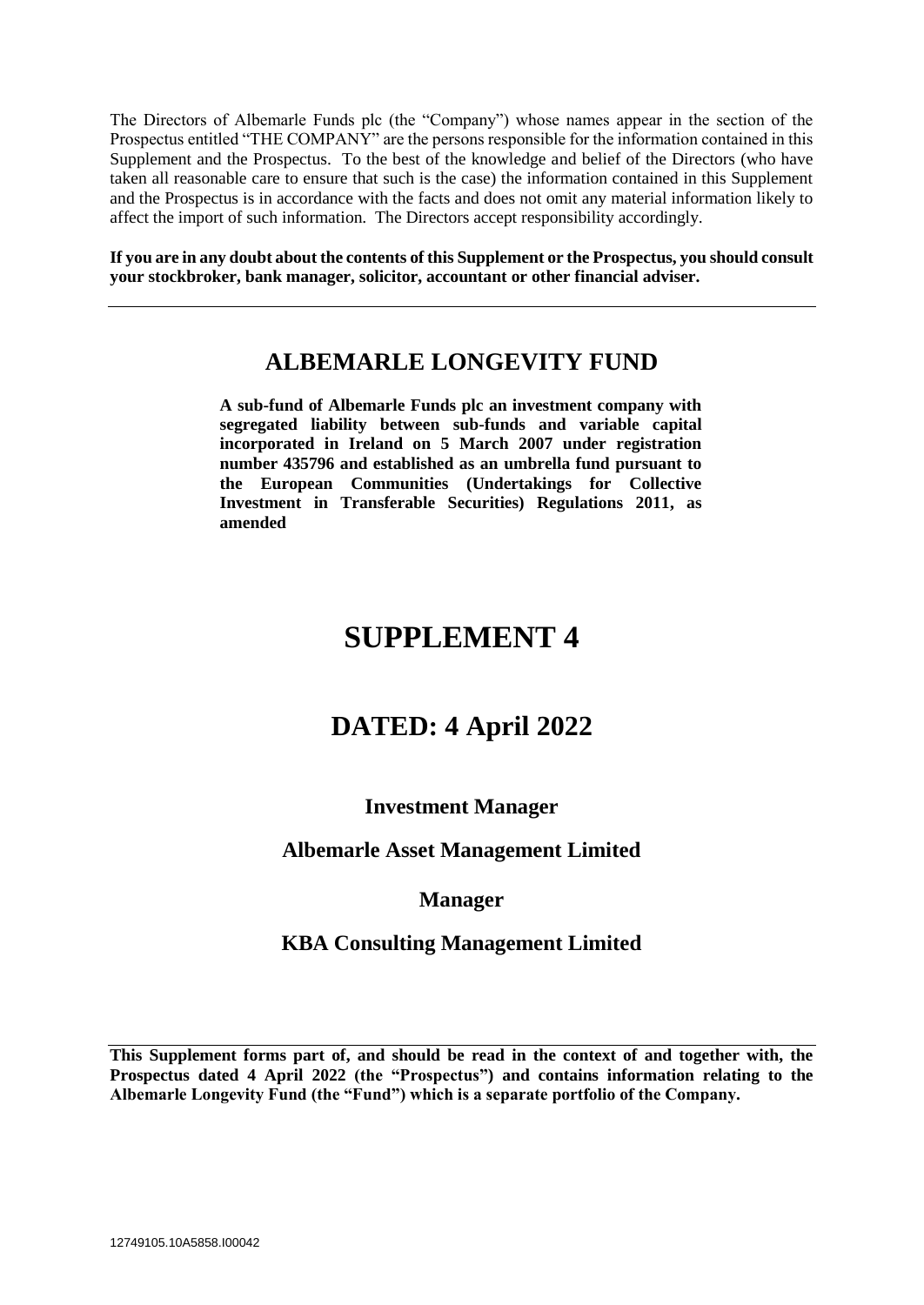The Directors of Albemarle Funds plc (the "Company") whose names appear in the section of the Prospectus entitled "THE COMPANY" are the persons responsible for the information contained in this Supplement and the Prospectus. To the best of the knowledge and belief of the Directors (who have taken all reasonable care to ensure that such is the case) the information contained in this Supplement and the Prospectus is in accordance with the facts and does not omit any material information likely to affect the import of such information. The Directors accept responsibility accordingly.

**If you are in any doubt about the contents of this Supplement or the Prospectus, you should consult your stockbroker, bank manager, solicitor, accountant or other financial adviser.**

---

## ALBEMARLE LONGEVITY FUND

**A sub-fund of Albemarle Funds plc an investment company with segregated liability between sub-funds and variable capital incorporated in Ireland on 5 March 2007 under registration number 435796 and established as an umbrella fund pursuant to the European Communities (Undertakings for Collective Investment in Transferable Securities) Regulations 2011, as amended**

# SUPPLEMENT 4

## DATED: 4 April 2022

**Investment Manager**

**Albemarle Asset Management Limited**

**Manager**

**KBA Consulting Management Limited**

---

**This Supplement forms part of, and should be read in the context of and together with, the Prospectus dated 4 April 2022 (the "Prospectus") and contains information relating to the Albemarle Longevity Fund (the "Fund") which is a separate portfolio of the Company.**

12749105.10A5858.I00042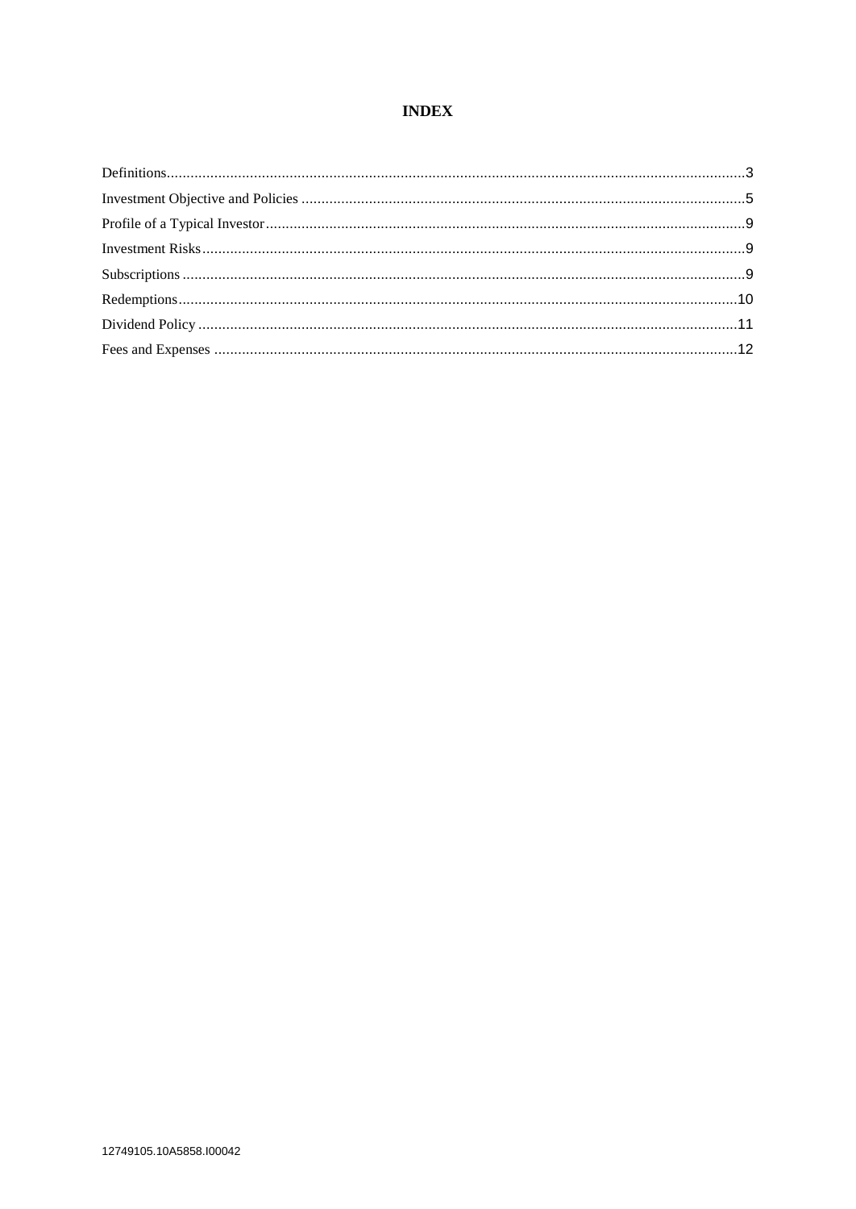# INDEX

Definitions....................................................................................................................................3

Investment Objective and Policies ..............................................................................................5

Profile of a Typical Investor........................................................................................................9

Investment Risks..........................................................................................................................9

Subscriptions ...............................................................................................................................9

Redemptions..............................................................................................................................10

Dividend Policy .........................................................................................................................11

Fees and Expenses ....................................................................................................................12

12749105.10A5858.I00042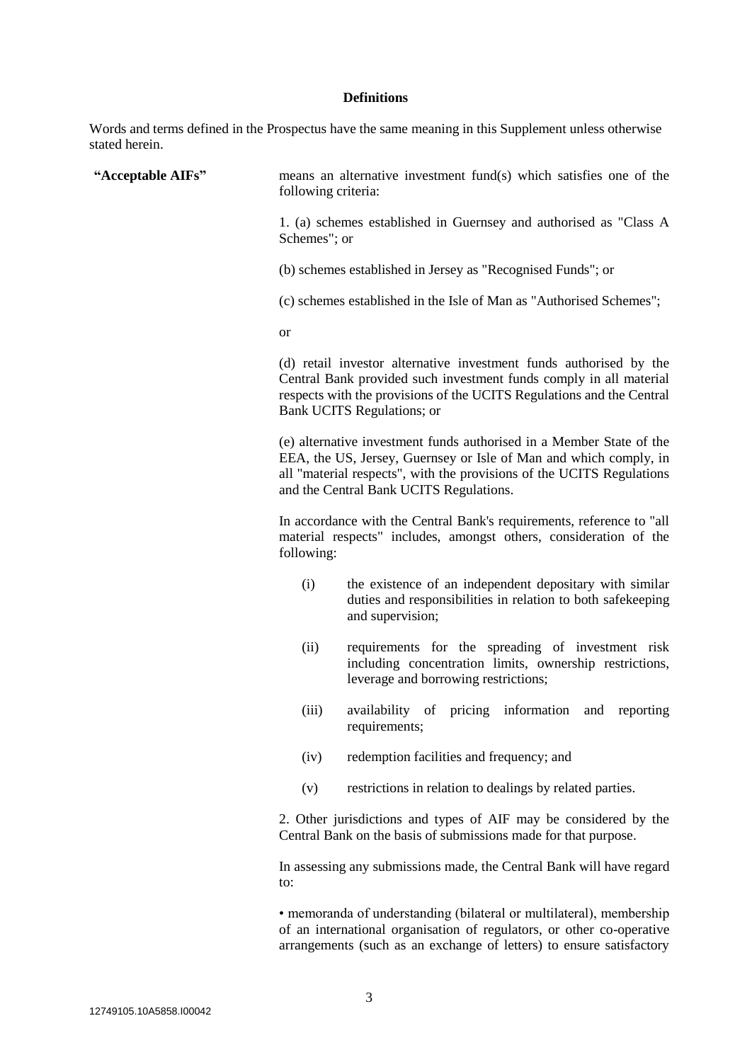## Definitions

Words and terms defined in the Prospectus have the same meaning in this Supplement unless otherwise stated herein.

**"Acceptable AIFs"** means an alternative investment fund(s) which satisfies one of the following criteria:

1. (a) schemes established in Guernsey and authorised as "Class A Schemes"; or

(b) schemes established in Jersey as "Recognised Funds"; or

(c) schemes established in the Isle of Man as "Authorised Schemes";

or

(d) retail investor alternative investment funds authorised by the Central Bank provided such investment funds comply in all material respects with the provisions of the UCITS Regulations and the Central Bank UCITS Regulations; or

(e) alternative investment funds authorised in a Member State of the EEA, the US, Jersey, Guernsey or Isle of Man and which comply, in all "material respects", with the provisions of the UCITS Regulations and the Central Bank UCITS Regulations.

In accordance with the Central Bank's requirements, reference to "all material respects" includes, amongst others, consideration of the following:

(i) the existence of an independent depositary with similar duties and responsibilities in relation to both safekeeping and supervision;

(ii) requirements for the spreading of investment risk including concentration limits, ownership restrictions, leverage and borrowing restrictions;

(iii) availability of pricing information and reporting requirements;

(iv) redemption facilities and frequency; and

(v) restrictions in relation to dealings by related parties.

2. Other jurisdictions and types of AIF may be considered by the Central Bank on the basis of submissions made for that purpose.

In assessing any submissions made, the Central Bank will have regard to:

• memoranda of understanding (bilateral or multilateral), membership of an international organisation of regulators, or other co-operative arrangements (such as an exchange of letters) to ensure satisfactory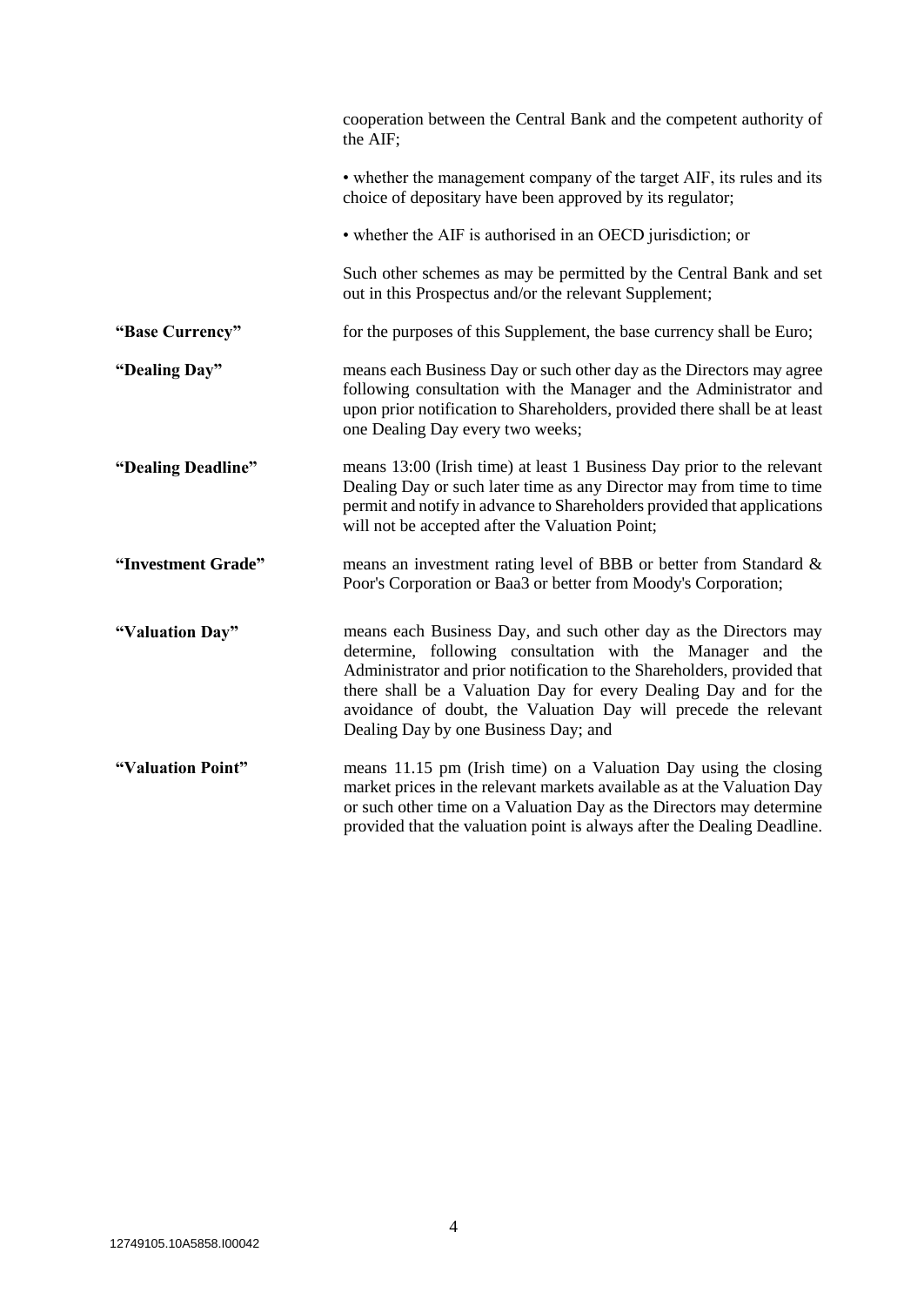cooperation between the Central Bank and the competent authority of the AIF;

• whether the management company of the target AIF, its rules and its choice of depositary have been approved by its regulator;

• whether the AIF is authorised in an OECD jurisdiction; or

Such other schemes as may be permitted by the Central Bank and set out in this Prospectus and/or the relevant Supplement;

**"Base Currency"** for the purposes of this Supplement, the base currency shall be Euro;

**"Dealing Day"** means each Business Day or such other day as the Directors may agree following consultation with the Manager and the Administrator and upon prior notification to Shareholders, provided there shall be at least one Dealing Day every two weeks;

**"Dealing Deadline"** means 13:00 (Irish time) at least 1 Business Day prior to the relevant Dealing Day or such later time as any Director may from time to time permit and notify in advance to Shareholders provided that applications will not be accepted after the Valuation Point;

**"Investment Grade"** means an investment rating level of BBB or better from Standard & Poor's Corporation or Baa3 or better from Moody's Corporation;

**"Valuation Day"** means each Business Day, and such other day as the Directors may determine, following consultation with the Manager and the Administrator and prior notification to the Shareholders, provided that there shall be a Valuation Day for every Dealing Day and for the avoidance of doubt, the Valuation Day will precede the relevant Dealing Day by one Business Day; and

**"Valuation Point"** means 11.15 pm (Irish time) on a Valuation Day using the closing market prices in the relevant markets available as at the Valuation Day or such other time on a Valuation Day as the Directors may determine provided that the valuation point is always after the Dealing Deadline.

12749105.10A5858.I00042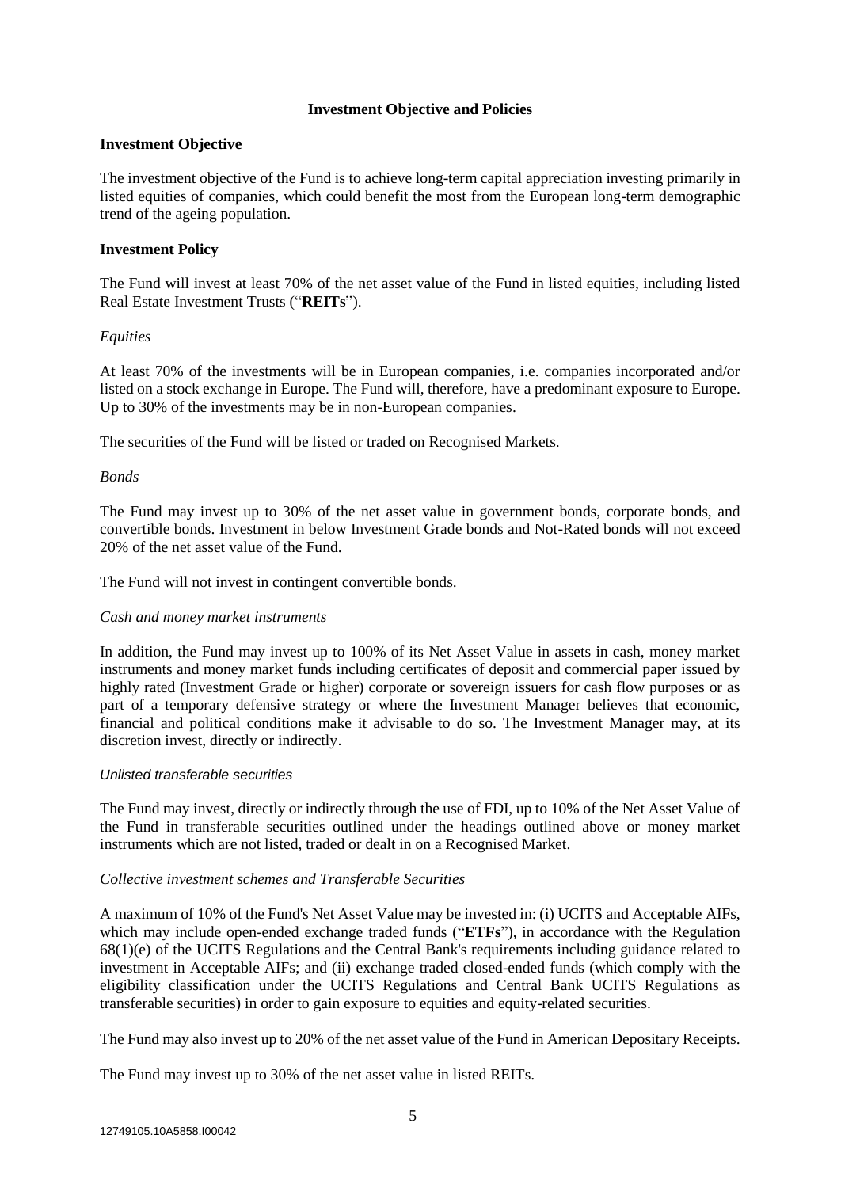## Investment Objective and Policies

### Investment Objective

The investment objective of the Fund is to achieve long-term capital appreciation investing primarily in listed equities of companies, which could benefit the most from the European long-term demographic trend of the ageing population.

### Investment Policy

The Fund will invest at least 70% of the net asset value of the Fund in listed equities, including listed Real Estate Investment Trusts ("**REITs**").

*Equities*

At least 70% of the investments will be in European companies, i.e. companies incorporated and/or listed on a stock exchange in Europe. The Fund will, therefore, have a predominant exposure to Europe. Up to 30% of the investments may be in non-European companies.

The securities of the Fund will be listed or traded on Recognised Markets.

*Bonds*

The Fund may invest up to 30% of the net asset value in government bonds, corporate bonds, and convertible bonds. Investment in below Investment Grade bonds and Not-Rated bonds will not exceed 20% of the net asset value of the Fund.

The Fund will not invest in contingent convertible bonds.

*Cash and money market instruments*

In addition, the Fund may invest up to 100% of its Net Asset Value in assets in cash, money market instruments and money market funds including certificates of deposit and commercial paper issued by highly rated (Investment Grade or higher) corporate or sovereign issuers for cash flow purposes or as part of a temporary defensive strategy or where the Investment Manager believes that economic, financial and political conditions make it advisable to do so. The Investment Manager may, at its discretion invest, directly or indirectly.

*Unlisted transferable securities*

The Fund may invest, directly or indirectly through the use of FDI, up to 10% of the Net Asset Value of the Fund in transferable securities outlined under the headings outlined above or money market instruments which are not listed, traded or dealt in on a Recognised Market.

*Collective investment schemes and Transferable Securities*

A maximum of 10% of the Fund's Net Asset Value may be invested in: (i) UCITS and Acceptable AIFs, which may include open-ended exchange traded funds ("**ETFs**"), in accordance with the Regulation 68(1)(e) of the UCITS Regulations and the Central Bank's requirements including guidance related to investment in Acceptable AIFs; and (ii) exchange traded closed-ended funds (which comply with the eligibility classification under the UCITS Regulations and Central Bank UCITS Regulations as transferable securities) in order to gain exposure to equities and equity-related securities.

The Fund may also invest up to 20% of the net asset value of the Fund in American Depositary Receipts.

The Fund may invest up to 30% of the net asset value in listed REITs.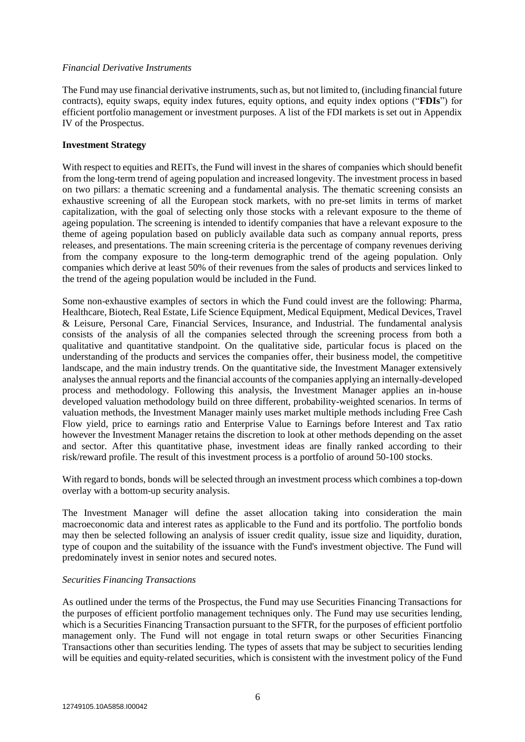*Financial Derivative Instruments*

The Fund may use financial derivative instruments, such as, but not limited to, (including financial future contracts), equity swaps, equity index futures, equity options, and equity index options ("**FDIs**") for efficient portfolio management or investment purposes. A list of the FDI markets is set out in Appendix IV of the Prospectus.

**Investment Strategy**

With respect to equities and REITs, the Fund will invest in the shares of companies which should benefit from the long-term trend of ageing population and increased longevity. The investment process in based on two pillars: a thematic screening and a fundamental analysis. The thematic screening consists an exhaustive screening of all the European stock markets, with no pre-set limits in terms of market capitalization, with the goal of selecting only those stocks with a relevant exposure to the theme of ageing population. The screening is intended to identify companies that have a relevant exposure to the theme of ageing population based on publicly available data such as company annual reports, press releases, and presentations. The main screening criteria is the percentage of company revenues deriving from the company exposure to the long-term demographic trend of the ageing population. Only companies which derive at least 50% of their revenues from the sales of products and services linked to the trend of the ageing population would be included in the Fund.

Some non-exhaustive examples of sectors in which the Fund could invest are the following: Pharma, Healthcare, Biotech, Real Estate, Life Science Equipment, Medical Equipment, Medical Devices, Travel & Leisure, Personal Care, Financial Services, Insurance, and Industrial. The fundamental analysis consists of the analysis of all the companies selected through the screening process from both a qualitative and quantitative standpoint. On the qualitative side, particular focus is placed on the understanding of the products and services the companies offer, their business model, the competitive landscape, and the main industry trends. On the quantitative side, the Investment Manager extensively analyses the annual reports and the financial accounts of the companies applying an internally-developed process and methodology. Following this analysis, the Investment Manager applies an in-house developed valuation methodology build on three different, probability-weighted scenarios. In terms of valuation methods, the Investment Manager mainly uses market multiple methods including Free Cash Flow yield, price to earnings ratio and Enterprise Value to Earnings before Interest and Tax ratio however the Investment Manager retains the discretion to look at other methods depending on the asset and sector. After this quantitative phase, investment ideas are finally ranked according to their risk/reward profile. The result of this investment process is a portfolio of around 50-100 stocks.

With regard to bonds, bonds will be selected through an investment process which combines a top-down overlay with a bottom-up security analysis.

The Investment Manager will define the asset allocation taking into consideration the main macroeconomic data and interest rates as applicable to the Fund and its portfolio. The portfolio bonds may then be selected following an analysis of issuer credit quality, issue size and liquidity, duration, type of coupon and the suitability of the issuance with the Fund's investment objective. The Fund will predominately invest in senior notes and secured notes.

*Securities Financing Transactions*

As outlined under the terms of the Prospectus, the Fund may use Securities Financing Transactions for the purposes of efficient portfolio management techniques only. The Fund may use securities lending, which is a Securities Financing Transaction pursuant to the SFTR, for the purposes of efficient portfolio management only. The Fund will not engage in total return swaps or other Securities Financing Transactions other than securities lending. The types of assets that may be subject to securities lending will be equities and equity-related securities, which is consistent with the investment policy of the Fund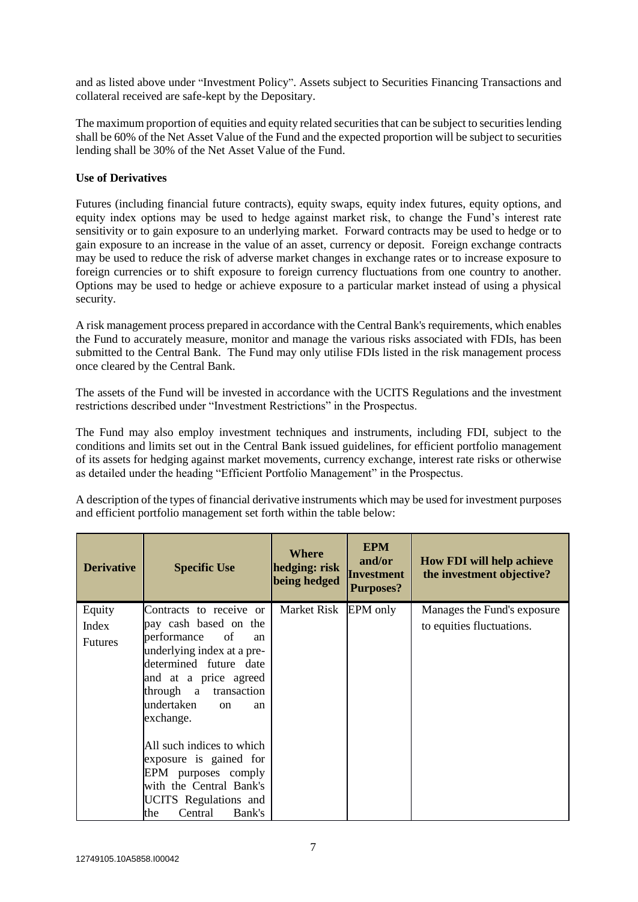and as listed above under "Investment Policy". Assets subject to Securities Financing Transactions and collateral received are safe-kept by the Depositary.

The maximum proportion of equities and equity related securities that can be subject to securities lending shall be 60% of the Net Asset Value of the Fund and the expected proportion will be subject to securities lending shall be 30% of the Net Asset Value of the Fund.

**Use of Derivatives**

Futures (including financial future contracts), equity swaps, equity index futures, equity options, and equity index options may be used to hedge against market risk, to change the Fund's interest rate sensitivity or to gain exposure to an underlying market. Forward contracts may be used to hedge or to gain exposure to an increase in the value of an asset, currency or deposit. Foreign exchange contracts may be used to reduce the risk of adverse market changes in exchange rates or to increase exposure to foreign currencies or to shift exposure to foreign currency fluctuations from one country to another. Options may be used to hedge or achieve exposure to a particular market instead of using a physical security.

A risk management process prepared in accordance with the Central Bank's requirements, which enables the Fund to accurately measure, monitor and manage the various risks associated with FDIs, has been submitted to the Central Bank. The Fund may only utilise FDIs listed in the risk management process once cleared by the Central Bank.

The assets of the Fund will be invested in accordance with the UCITS Regulations and the investment restrictions described under "Investment Restrictions" in the Prospectus.

The Fund may also employ investment techniques and instruments, including FDI, subject to the conditions and limits set out in the Central Bank issued guidelines, for efficient portfolio management of its assets for hedging against market movements, currency exchange, interest rate risks or otherwise as detailed under the heading "Efficient Portfolio Management" in the Prospectus.

A description of the types of financial derivative instruments which may be used for investment purposes and efficient portfolio management set forth within the table below:

| Derivative | Specific Use | Where hedging: risk being hedged | EPM and/or Investment Purposes? | How FDI will help achieve the investment objective? |
|---|---|---|---|---|
| Equity Index Futures | Contracts to receive or pay cash based on the performance of an underlying index at a pre-determined future date and at a price agreed through a transaction undertaken on an exchange.<br><br>All such indices to which exposure is gained for EPM purposes comply with the Central Bank's UCITS Regulations and the Central Bank's | Market Risk | EPM only | Manages the Fund's exposure to equities fluctuations. |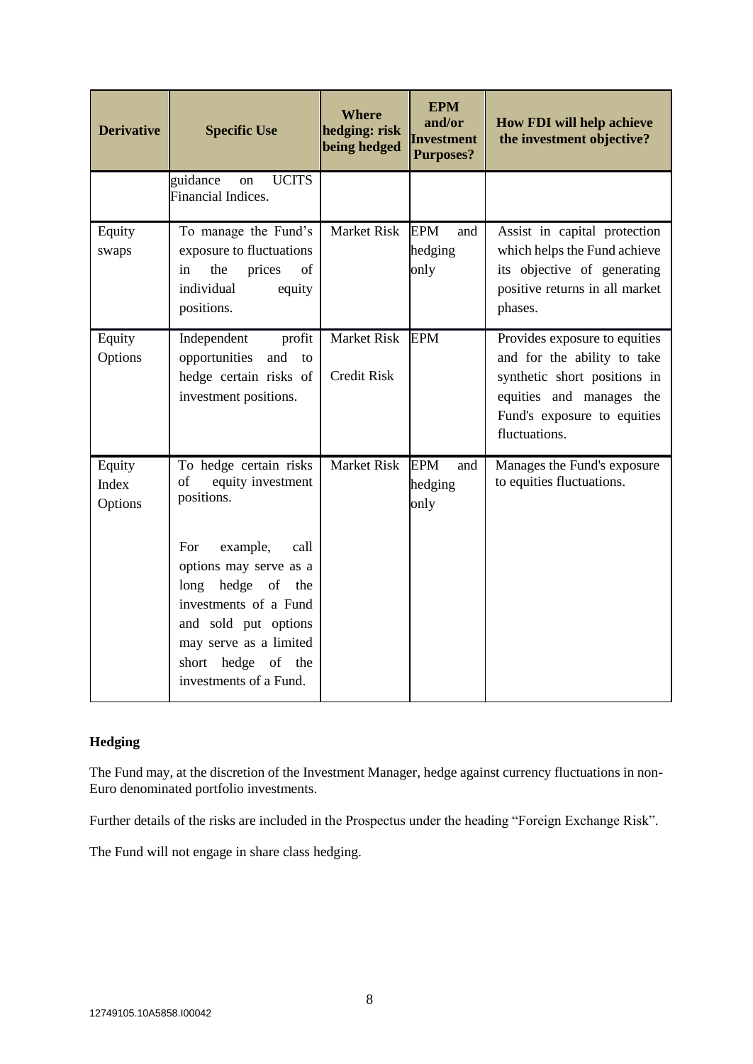| Derivative | Specific Use | Where hedging: risk being hedged | EPM and/or Investment Purposes? | How FDI will help achieve the investment objective? |
|---|---|---|---|---|
| | guidance on UCITS Financial Indices. | | | |
| Equity swaps | To manage the Fund's exposure to fluctuations in the prices of individual equity positions. | Market Risk | EPM and hedging only | Assist in capital protection which helps the Fund achieve its objective of generating positive returns in all market phases. |
| Equity Options | Independent profit opportunities and to hedge certain risks of investment positions. | Market Risk<br><br>Credit Risk | EPM | Provides exposure to equities and for the ability to take synthetic short positions in equities and manages the Fund's exposure to equities fluctuations. |
| Equity Index Options | To hedge certain risks of equity investment positions.<br><br>For example, call options may serve as a long hedge of the investments of a Fund and sold put options may serve as a limited short hedge of the investments of a Fund. | Market Risk | EPM and hedging only | Manages the Fund's exposure to equities fluctuations. |

**Hedging**

The Fund may, at the discretion of the Investment Manager, hedge against currency fluctuations in non-Euro denominated portfolio investments.

Further details of the risks are included in the Prospectus under the heading "Foreign Exchange Risk".

The Fund will not engage in share class hedging.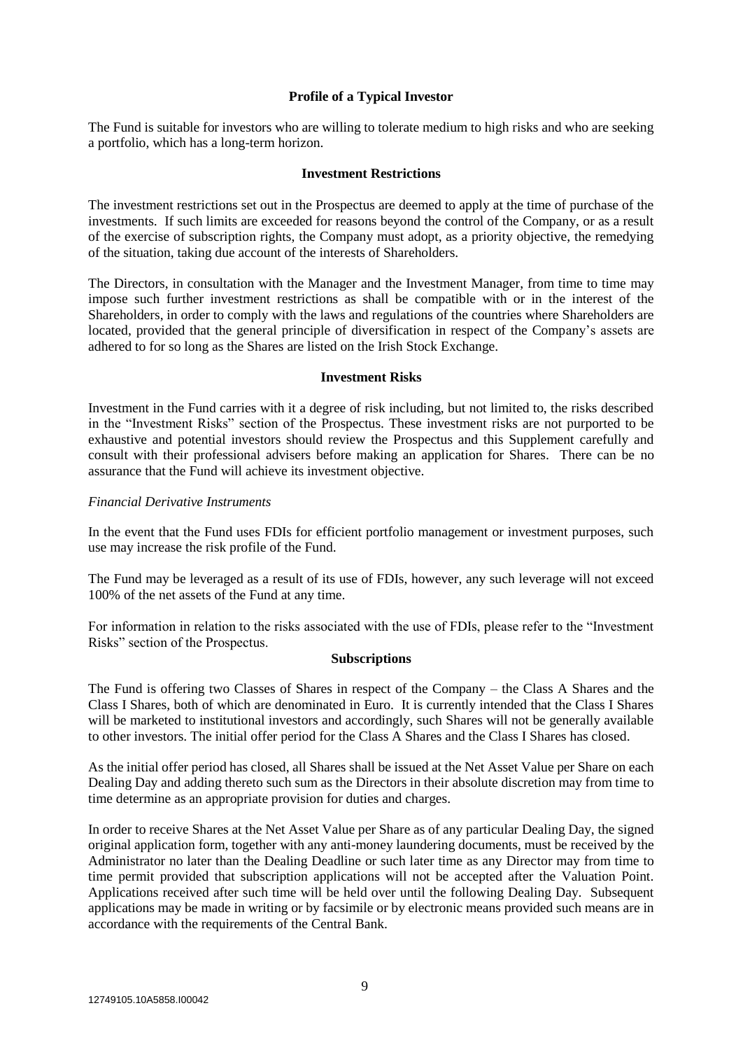### Profile of a Typical Investor

The Fund is suitable for investors who are willing to tolerate medium to high risks and who are seeking a portfolio, which has a long-term horizon.

### Investment Restrictions

The investment restrictions set out in the Prospectus are deemed to apply at the time of purchase of the investments. If such limits are exceeded for reasons beyond the control of the Company, or as a result of the exercise of subscription rights, the Company must adopt, as a priority objective, the remedying of the situation, taking due account of the interests of Shareholders.

The Directors, in consultation with the Manager and the Investment Manager, from time to time may impose such further investment restrictions as shall be compatible with or in the interest of the Shareholders, in order to comply with the laws and regulations of the countries where Shareholders are located, provided that the general principle of diversification in respect of the Company's assets are adhered to for so long as the Shares are listed on the Irish Stock Exchange.

### Investment Risks

Investment in the Fund carries with it a degree of risk including, but not limited to, the risks described in the "Investment Risks" section of the Prospectus. These investment risks are not purported to be exhaustive and potential investors should review the Prospectus and this Supplement carefully and consult with their professional advisers before making an application for Shares. There can be no assurance that the Fund will achieve its investment objective.

*Financial Derivative Instruments*

In the event that the Fund uses FDIs for efficient portfolio management or investment purposes, such use may increase the risk profile of the Fund.

The Fund may be leveraged as a result of its use of FDIs, however, any such leverage will not exceed 100% of the net assets of the Fund at any time.

For information in relation to the risks associated with the use of FDIs, please refer to the "Investment Risks" section of the Prospectus.

### Subscriptions

The Fund is offering two Classes of Shares in respect of the Company – the Class A Shares and the Class I Shares, both of which are denominated in Euro. It is currently intended that the Class I Shares will be marketed to institutional investors and accordingly, such Shares will not be generally available to other investors. The initial offer period for the Class A Shares and the Class I Shares has closed.

As the initial offer period has closed, all Shares shall be issued at the Net Asset Value per Share on each Dealing Day and adding thereto such sum as the Directors in their absolute discretion may from time to time determine as an appropriate provision for duties and charges.

In order to receive Shares at the Net Asset Value per Share as of any particular Dealing Day, the signed original application form, together with any anti-money laundering documents, must be received by the Administrator no later than the Dealing Deadline or such later time as any Director may from time to time permit provided that subscription applications will not be accepted after the Valuation Point. Applications received after such time will be held over until the following Dealing Day. Subsequent applications may be made in writing or by facsimile or by electronic means provided such means are in accordance with the requirements of the Central Bank.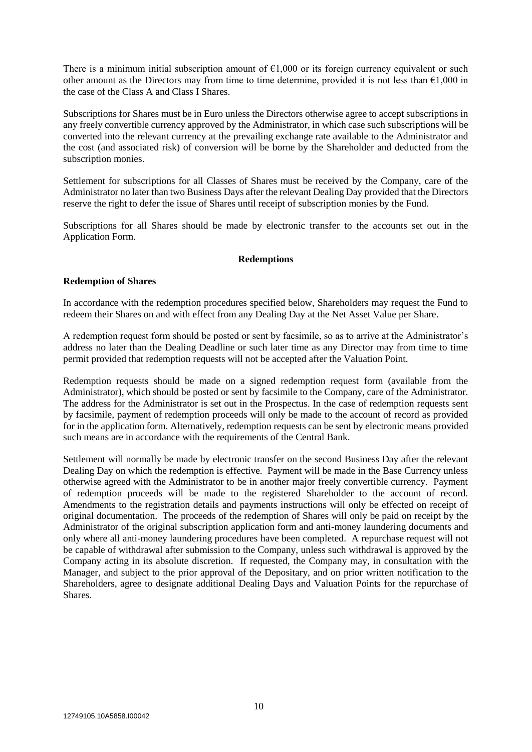There is a minimum initial subscription amount of €1,000 or its foreign currency equivalent or such other amount as the Directors may from time to time determine, provided it is not less than €1,000 in the case of the Class A and Class I Shares.

Subscriptions for Shares must be in Euro unless the Directors otherwise agree to accept subscriptions in any freely convertible currency approved by the Administrator, in which case such subscriptions will be converted into the relevant currency at the prevailing exchange rate available to the Administrator and the cost (and associated risk) of conversion will be borne by the Shareholder and deducted from the subscription monies.

Settlement for subscriptions for all Classes of Shares must be received by the Company, care of the Administrator no later than two Business Days after the relevant Dealing Day provided that the Directors reserve the right to defer the issue of Shares until receipt of subscription monies by the Fund.

Subscriptions for all Shares should be made by electronic transfer to the accounts set out in the Application Form.

## Redemptions

### Redemption of Shares

In accordance with the redemption procedures specified below, Shareholders may request the Fund to redeem their Shares on and with effect from any Dealing Day at the Net Asset Value per Share.

A redemption request form should be posted or sent by facsimile, so as to arrive at the Administrator's address no later than the Dealing Deadline or such later time as any Director may from time to time permit provided that redemption requests will not be accepted after the Valuation Point.

Redemption requests should be made on a signed redemption request form (available from the Administrator), which should be posted or sent by facsimile to the Company, care of the Administrator. The address for the Administrator is set out in the Prospectus. In the case of redemption requests sent by facsimile, payment of redemption proceeds will only be made to the account of record as provided for in the application form. Alternatively, redemption requests can be sent by electronic means provided such means are in accordance with the requirements of the Central Bank.

Settlement will normally be made by electronic transfer on the second Business Day after the relevant Dealing Day on which the redemption is effective. Payment will be made in the Base Currency unless otherwise agreed with the Administrator to be in another major freely convertible currency. Payment of redemption proceeds will be made to the registered Shareholder to the account of record. Amendments to the registration details and payments instructions will only be effected on receipt of original documentation. The proceeds of the redemption of Shares will only be paid on receipt by the Administrator of the original subscription application form and anti-money laundering documents and only where all anti-money laundering procedures have been completed. A repurchase request will not be capable of withdrawal after submission to the Company, unless such withdrawal is approved by the Company acting in its absolute discretion. If requested, the Company may, in consultation with the Manager, and subject to the prior approval of the Depositary, and on prior written notification to the Shareholders, agree to designate additional Dealing Days and Valuation Points for the repurchase of Shares.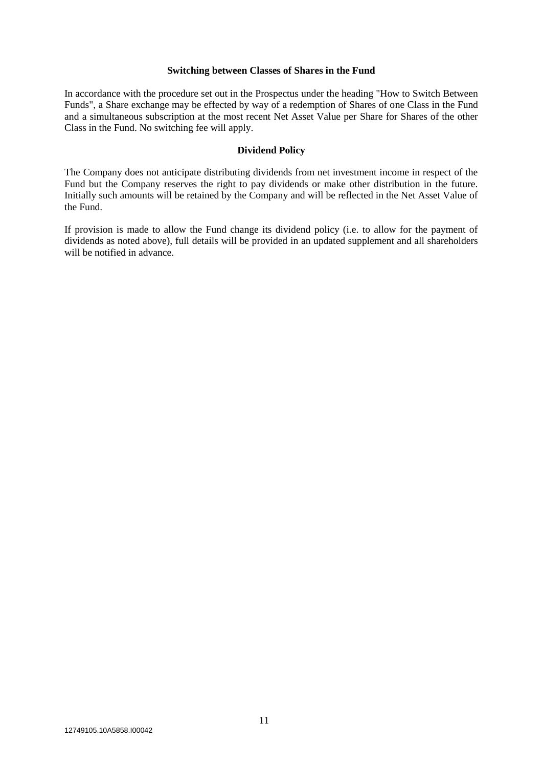### Switching between Classes of Shares in the Fund

In accordance with the procedure set out in the Prospectus under the heading "How to Switch Between Funds", a Share exchange may be effected by way of a redemption of Shares of one Class in the Fund and a simultaneous subscription at the most recent Net Asset Value per Share for Shares of the other Class in the Fund. No switching fee will apply.

### Dividend Policy

The Company does not anticipate distributing dividends from net investment income in respect of the Fund but the Company reserves the right to pay dividends or make other distribution in the future. Initially such amounts will be retained by the Company and will be reflected in the Net Asset Value of the Fund.

If provision is made to allow the Fund change its dividend policy (i.e. to allow for the payment of dividends as noted above), full details will be provided in an updated supplement and all shareholders will be notified in advance.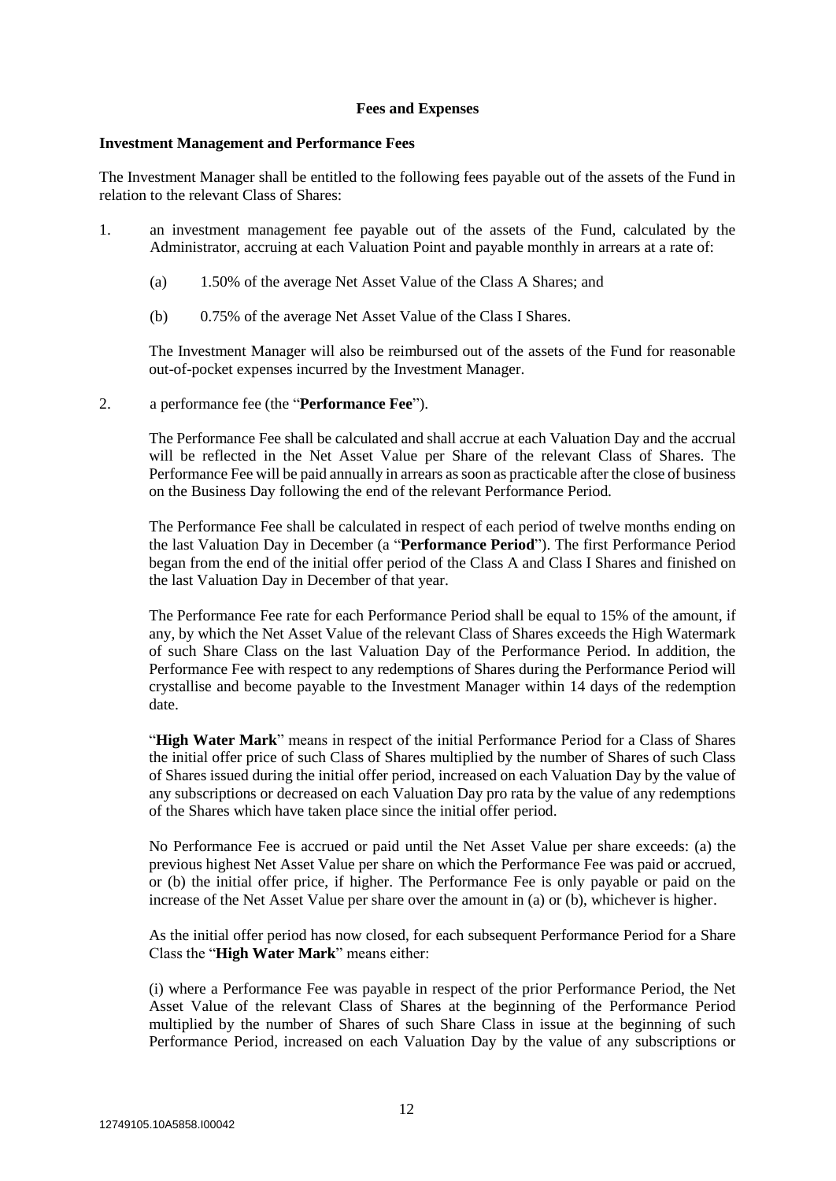### Fees and Expenses

**Investment Management and Performance Fees**

The Investment Manager shall be entitled to the following fees payable out of the assets of the Fund in relation to the relevant Class of Shares:

1. an investment management fee payable out of the assets of the Fund, calculated by the Administrator, accruing at each Valuation Point and payable monthly in arrears at a rate of:

   (a) 1.50% of the average Net Asset Value of the Class A Shares; and

   (b) 0.75% of the average Net Asset Value of the Class I Shares.

   The Investment Manager will also be reimbursed out of the assets of the Fund for reasonable out-of-pocket expenses incurred by the Investment Manager.

2. a performance fee (the "**Performance Fee**").

   The Performance Fee shall be calculated and shall accrue at each Valuation Day and the accrual will be reflected in the Net Asset Value per Share of the relevant Class of Shares. The Performance Fee will be paid annually in arrears as soon as practicable after the close of business on the Business Day following the end of the relevant Performance Period.

   The Performance Fee shall be calculated in respect of each period of twelve months ending on the last Valuation Day in December (a "**Performance Period**"). The first Performance Period began from the end of the initial offer period of the Class A and Class I Shares and finished on the last Valuation Day in December of that year.

   The Performance Fee rate for each Performance Period shall be equal to 15% of the amount, if any, by which the Net Asset Value of the relevant Class of Shares exceeds the High Watermark of such Share Class on the last Valuation Day of the Performance Period. In addition, the Performance Fee with respect to any redemptions of Shares during the Performance Period will crystallise and become payable to the Investment Manager within 14 days of the redemption date.

   "**High Water Mark**" means in respect of the initial Performance Period for a Class of Shares the initial offer price of such Class of Shares multiplied by the number of Shares of such Class of Shares issued during the initial offer period, increased on each Valuation Day by the value of any subscriptions or decreased on each Valuation Day pro rata by the value of any redemptions of the Shares which have taken place since the initial offer period.

   No Performance Fee is accrued or paid until the Net Asset Value per share exceeds: (a) the previous highest Net Asset Value per share on which the Performance Fee was paid or accrued, or (b) the initial offer price, if higher. The Performance Fee is only payable or paid on the increase of the Net Asset Value per share over the amount in (a) or (b), whichever is higher.

   As the initial offer period has now closed, for each subsequent Performance Period for a Share Class the "**High Water Mark**" means either:

   (i) where a Performance Fee was payable in respect of the prior Performance Period, the Net Asset Value of the relevant Class of Shares at the beginning of the Performance Period multiplied by the number of Shares of such Share Class in issue at the beginning of such Performance Period, increased on each Valuation Day by the value of any subscriptions or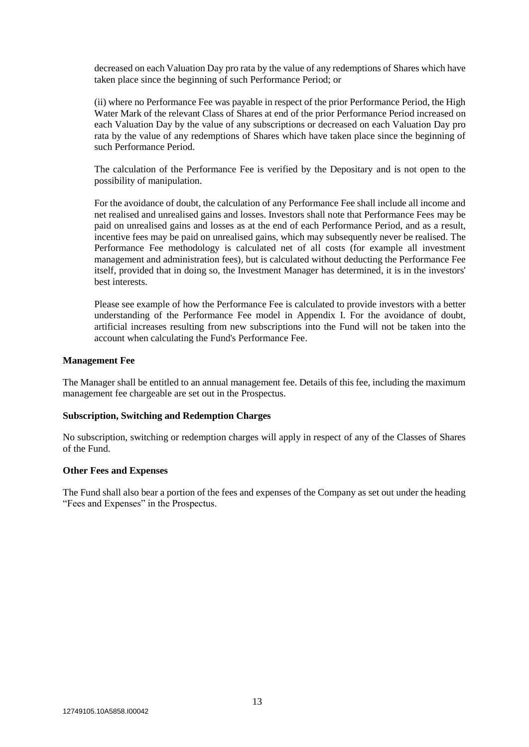decreased on each Valuation Day pro rata by the value of any redemptions of Shares which have taken place since the beginning of such Performance Period; or

(ii) where no Performance Fee was payable in respect of the prior Performance Period, the High Water Mark of the relevant Class of Shares at end of the prior Performance Period increased on each Valuation Day by the value of any subscriptions or decreased on each Valuation Day pro rata by the value of any redemptions of Shares which have taken place since the beginning of such Performance Period.

The calculation of the Performance Fee is verified by the Depositary and is not open to the possibility of manipulation.

For the avoidance of doubt, the calculation of any Performance Fee shall include all income and net realised and unrealised gains and losses. Investors shall note that Performance Fees may be paid on unrealised gains and losses as at the end of each Performance Period, and as a result, incentive fees may be paid on unrealised gains, which may subsequently never be realised. The Performance Fee methodology is calculated net of all costs (for example all investment management and administration fees), but is calculated without deducting the Performance Fee itself, provided that in doing so, the Investment Manager has determined, it is in the investors' best interests.

Please see example of how the Performance Fee is calculated to provide investors with a better understanding of the Performance Fee model in Appendix I. For the avoidance of doubt, artificial increases resulting from new subscriptions into the Fund will not be taken into the account when calculating the Fund's Performance Fee.

**Management Fee**

The Manager shall be entitled to an annual management fee. Details of this fee, including the maximum management fee chargeable are set out in the Prospectus.

**Subscription, Switching and Redemption Charges**

No subscription, switching or redemption charges will apply in respect of any of the Classes of Shares of the Fund.

**Other Fees and Expenses**

The Fund shall also bear a portion of the fees and expenses of the Company as set out under the heading "Fees and Expenses" in the Prospectus.

12749105.10A5858.I00042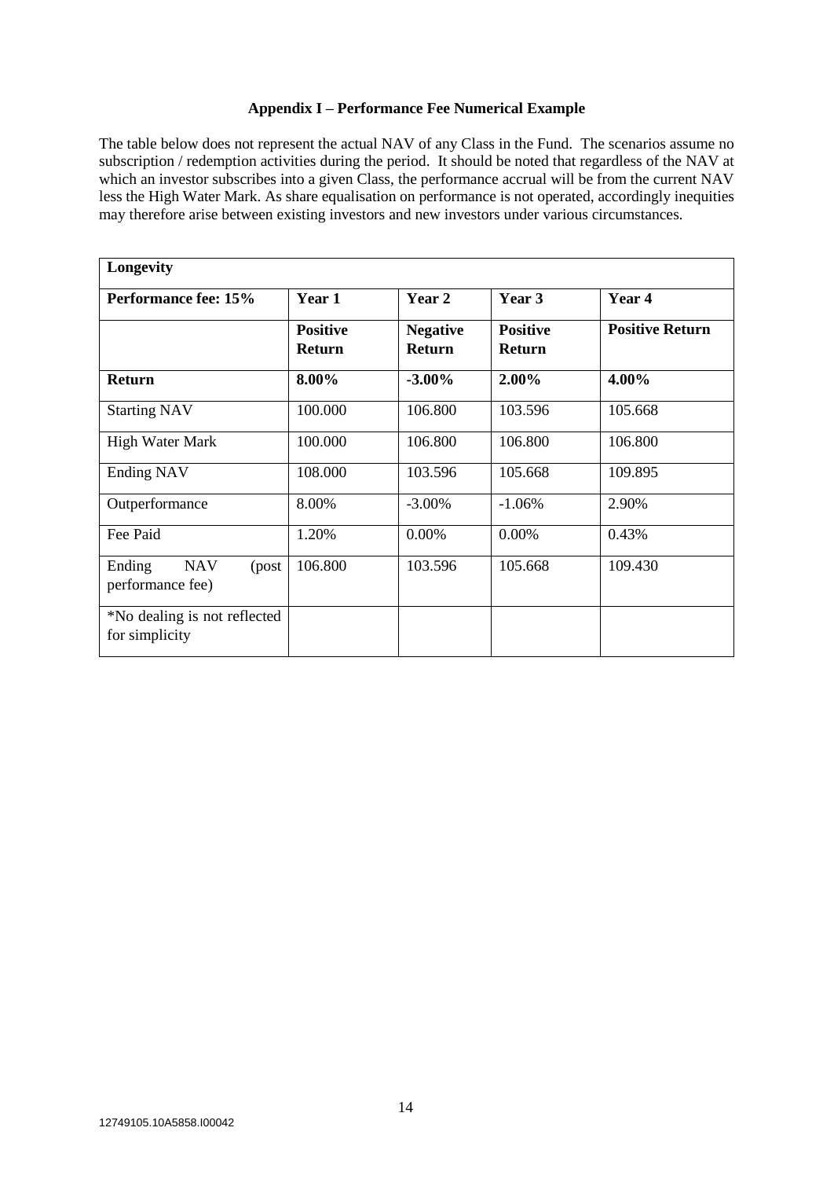**Appendix I – Performance Fee Numerical Example**

The table below does not represent the actual NAV of any Class in the Fund. The scenarios assume no subscription / redemption activities during the period. It should be noted that regardless of the NAV at which an investor subscribes into a given Class, the performance accrual will be from the current NAV less the High Water Mark. As share equalisation on performance is not operated, accordingly inequities may therefore arise between existing investors and new investors under various circumstances.

| **Longevity** | | | | |
|---|---|---|---|---|
| **Performance fee: 15%** | **Year 1** | **Year 2** | **Year 3** | **Year 4** |
| | **Positive Return** | **Negative Return** | **Positive Return** | **Positive Return** |
| **Return** | **8.00%** | **-3.00%** | **2.00%** | **4.00%** |
| Starting NAV | 100.000 | 106.800 | 103.596 | 105.668 |
| High Water Mark | 100.000 | 106.800 | 106.800 | 106.800 |
| Ending NAV | 108.000 | 103.596 | 105.668 | 109.895 |
| Outperformance | 8.00% | -3.00% | -1.06% | 2.90% |
| Fee Paid | 1.20% | 0.00% | 0.00% | 0.43% |
| Ending NAV (post performance fee) | 106.800 | 103.596 | 105.668 | 109.430 |
| *No dealing is not reflected for simplicity | | | | |

12749105.10A5858.I00042